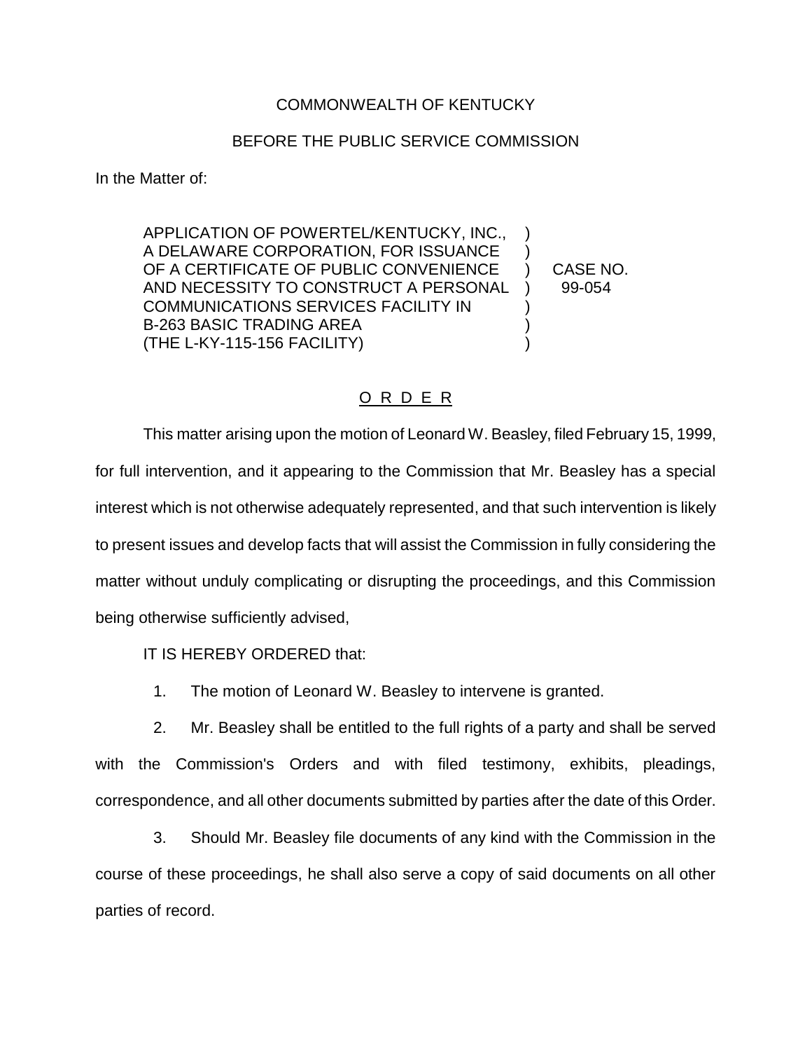COMMONWEALTH OF KENTUCKY

BEFORE THE PUBLIC SERVICE COMMISSION

In the Matter of:

| | | |
|---|---|---|
| APPLICATION OF POWERTEL/KENTUCKY, INC., A DELAWARE CORPORATION, FOR ISSUANCE OF A CERTIFICATE OF PUBLIC CONVENIENCE AND NECESSITY TO CONSTRUCT A PERSONAL COMMUNICATIONS SERVICES FACILITY IN B-263 BASIC TRADING AREA (THE L-KY-115-156 FACILITY) | ) | CASE NO. 99-054 |

## O R D E R

This matter arising upon the motion of Leonard W. Beasley, filed February 15, 1999, for full intervention, and it appearing to the Commission that Mr. Beasley has a special interest which is not otherwise adequately represented, and that such intervention is likely to present issues and develop facts that will assist the Commission in fully considering the matter without unduly complicating or disrupting the proceedings, and this Commission being otherwise sufficiently advised,

IT IS HEREBY ORDERED that:

1. The motion of Leonard W. Beasley to intervene is granted.

2. Mr. Beasley shall be entitled to the full rights of a party and shall be served with the Commission's Orders and with filed testimony, exhibits, pleadings, correspondence, and all other documents submitted by parties after the date of this Order.

3. Should Mr. Beasley file documents of any kind with the Commission in the course of these proceedings, he shall also serve a copy of said documents on all other parties of record.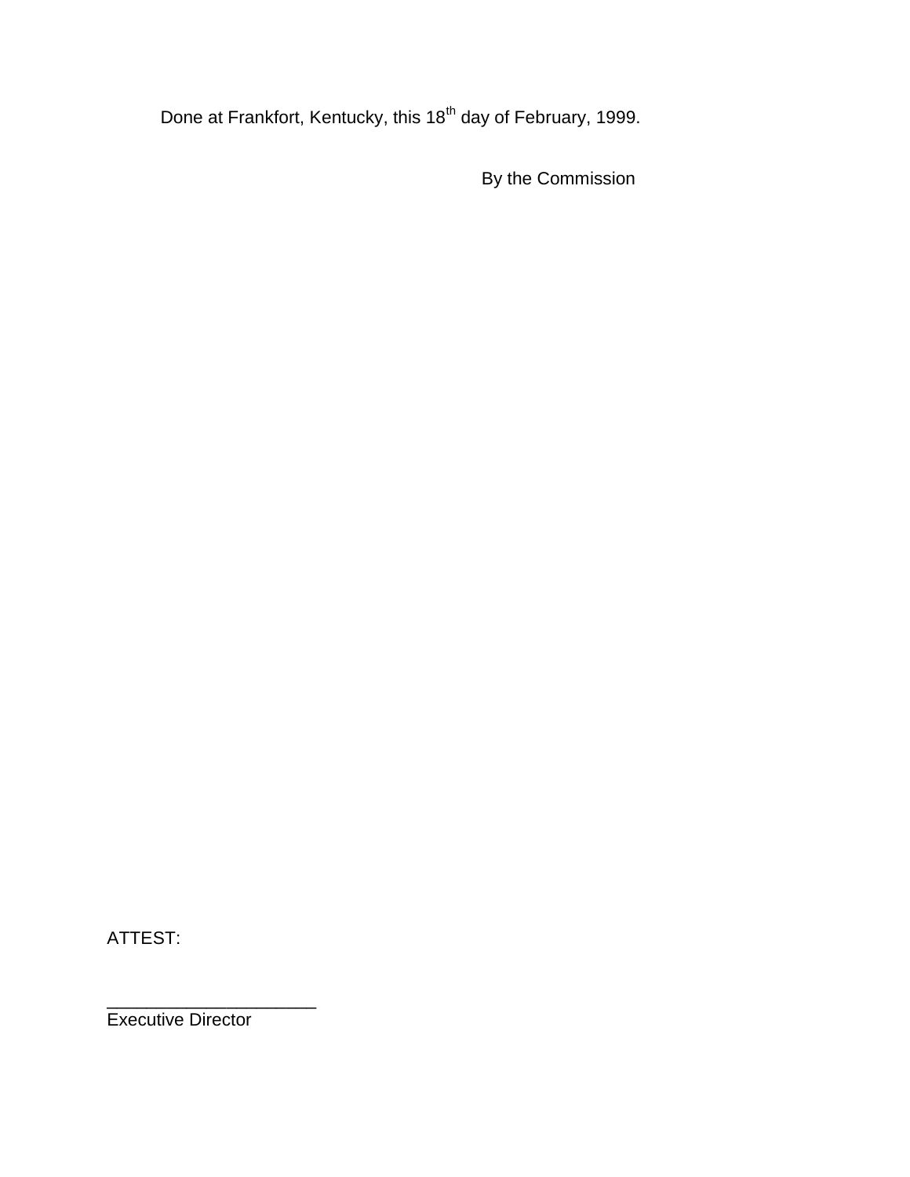Done at Frankfort, Kentucky, this 18th day of February, 1999.

By the Commission

ATTEST:

_____________________
Executive Director